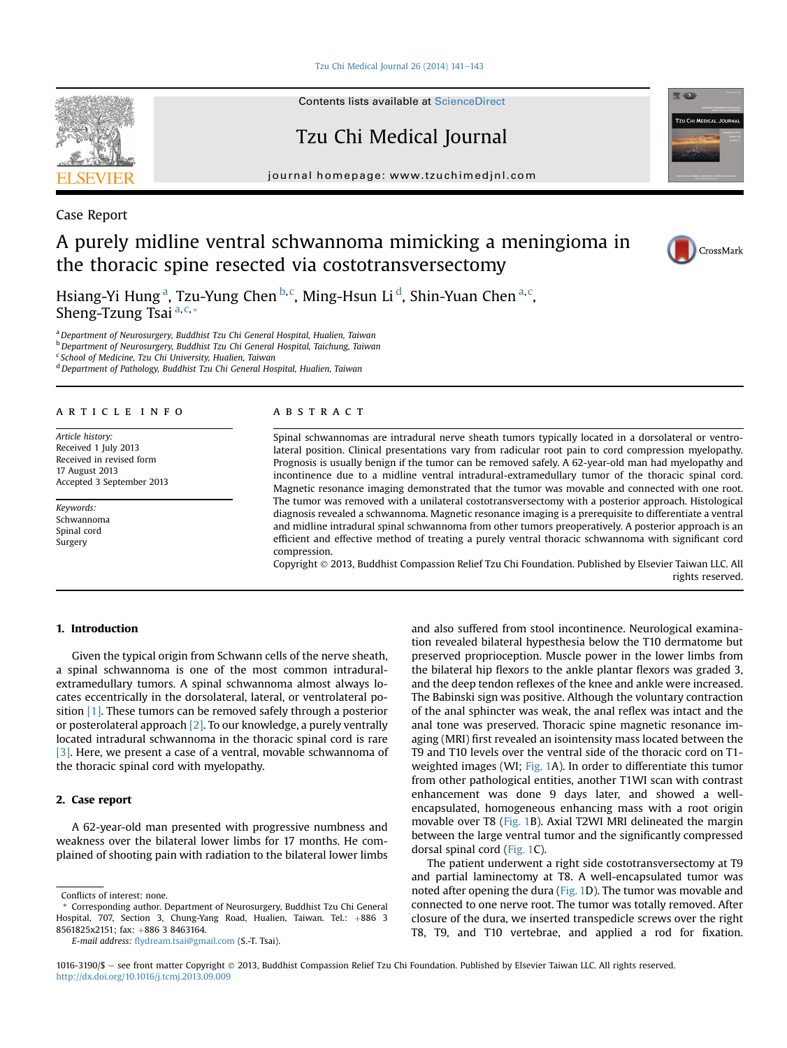Case Report

# A purely midline ventral schwannoma mimicking a meningioma in the thoracic spine resected via costotransversectomy

Hsiang-Yi Hung [a], Tzu-Yung Chen [b,c], Ming-Hsun Li [d], Shin-Yuan Chen [a,c], Sheng-Tzung Tsai [a,c,*]

[a] Department of Neurosurgery, Buddhist Tzu Chi General Hospital, Hualien, Taiwan
[b] Department of Neurosurgery, Buddhist Tzu Chi General Hospital, Taichung, Taiwan
[c] School of Medicine, Tzu Chi University, Hualien, Taiwan
[d] Department of Pathology, Buddhist Tzu Chi General Hospital, Hualien, Taiwan

**ARTICLE INFO**

*Article history:*
Received 1 July 2013
Received in revised form
17 August 2013
Accepted 3 September 2013

*Keywords:*
Schwannoma
Spinal cord
Surgery

**ABSTRACT**

Spinal schwannomas are intradural nerve sheath tumors typically located in a dorsolateral or ventrolateral position. Clinical presentations vary from radicular root pain to cord compression myelopathy. Prognosis is usually benign if the tumor can be removed safely. A 62-year-old man had myelopathy and incontinence due to a midline ventral intradural-extramedullary tumor of the thoracic spinal cord. Magnetic resonance imaging demonstrated that the tumor was movable and connected with one root. The tumor was removed with a unilateral costotransversectomy with a posterior approach. Histological diagnosis revealed a schwannoma. Magnetic resonance imaging is a prerequisite to differentiate a ventral and midline intradural spinal schwannoma from other tumors preoperatively. A posterior approach is an efficient and effective method of treating a purely ventral thoracic schwannoma with significant cord compression.

Copyright © 2013, Buddhist Compassion Relief Tzu Chi Foundation. Published by Elsevier Taiwan LLC. All rights reserved.

## 1. Introduction

Given the typical origin from Schwann cells of the nerve sheath, a spinal schwannoma is one of the most common intradural-extramedullary tumors. A spinal schwannoma almost always locates eccentrically in the dorsolateral, lateral, or ventrolateral position [1]. These tumors can be removed safely through a posterior or posterolateral approach [2]. To our knowledge, a purely ventrally located intradural schwannoma in the thoracic spinal cord is rare [3]. Here, we present a case of a ventral, movable schwannoma of the thoracic spinal cord with myelopathy.

## 2. Case report

A 62-year-old man presented with progressive numbness and weakness over the bilateral lower limbs for 17 months. He complained of shooting pain with radiation to the bilateral lower limbs and also suffered from stool incontinence. Neurological examination revealed bilateral hypesthesia below the T10 dermatome but preserved proprioception. Muscle power in the lower limbs from the bilateral hip flexors to the ankle plantar flexors was graded 3, and the deep tendon reflexes of the knee and ankle were increased. The Babinski sign was positive. Although the voluntary contraction of the anal sphincter was weak, the anal reflex was intact and the anal tone was preserved. Thoracic spine magnetic resonance imaging (MRI) first revealed an isointensity mass located between the T9 and T10 levels over the ventral side of the thoracic cord on T1-weighted images (WI; Fig. 1A). In order to differentiate this tumor from other pathological entities, another T1WI scan with contrast enhancement was done 9 days later, and showed a well-encapsulated, homogeneous enhancing mass with a root origin movable over T8 (Fig. 1B). Axial T2WI MRI delineated the margin between the large ventral tumor and the significantly compressed dorsal spinal cord (Fig. 1C).

The patient underwent a right side costotransversectomy at T9 and partial laminectomy at T8. A well-encapsulated tumor was noted after opening the dura (Fig. 1D). The tumor was movable and connected to one nerve root. The tumor was totally removed. After closure of the dura, we inserted transpedicle screws over the right T8, T9, and T10 vertebrae, and applied a rod for fixation.

Conflicts of interest: none.

* Corresponding author. Department of Neurosurgery, Buddhist Tzu Chi General Hospital, 707, Section 3, Chung-Yang Road, Hualien, Taiwan. Tel.: +886 3 8561825x2151; fax: +886 3 8463164.
E-mail address: flydream.tsai@gmail.com (S.-T. Tsai).

1016-3190/$ — see front matter Copyright © 2013, Buddhist Compassion Relief Tzu Chi Foundation. Published by Elsevier Taiwan LLC. All rights reserved.
http://dx.doi.org/10.1016/j.tcmj.2013.09.009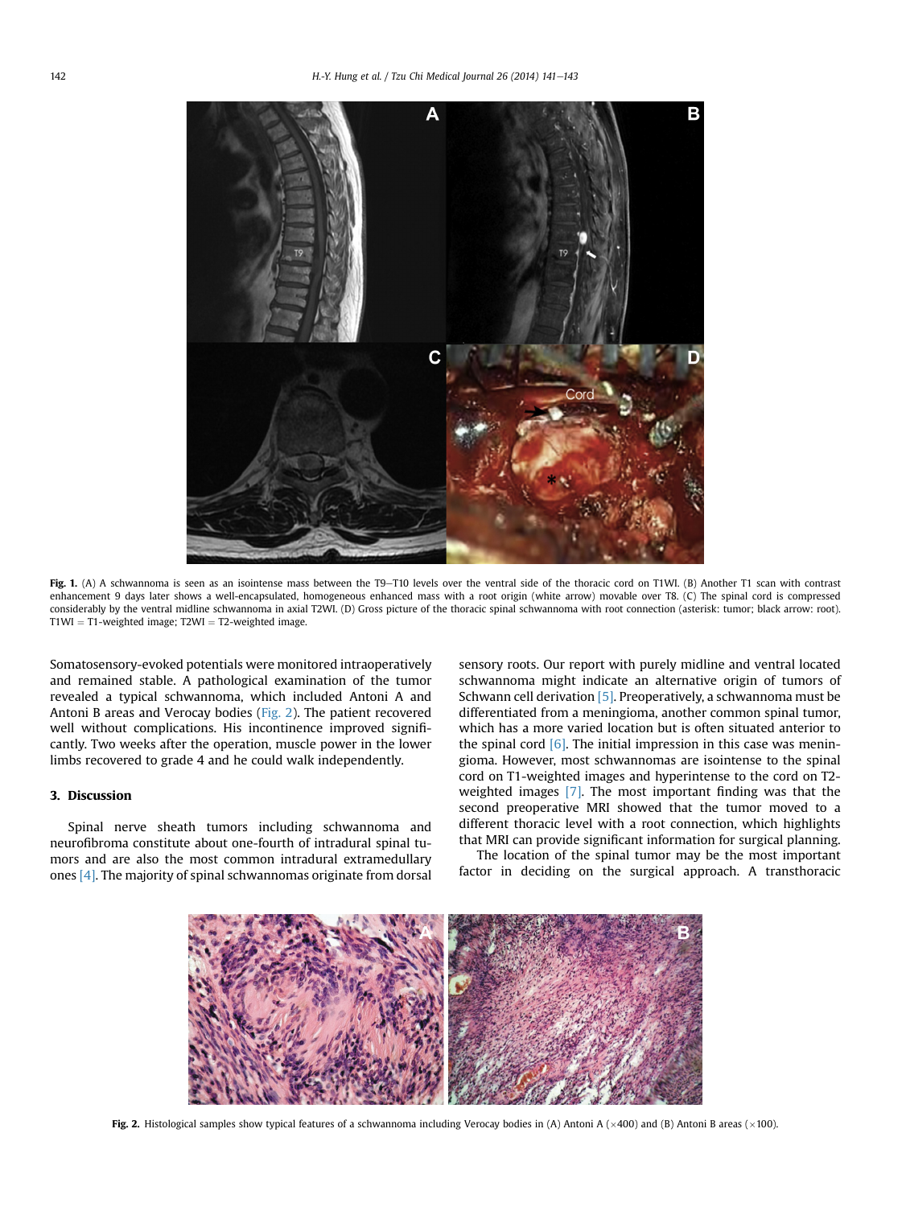Fig. 1. (A) A schwannoma is seen as an isointense mass between the T9–T10 levels over the ventral side of the thoracic cord on T1WI. (B) Another T1 scan with contrast enhancement 9 days later shows a well-encapsulated, homogeneous enhanced mass with a root origin (white arrow) movable over T8. (C) The spinal cord is compressed considerably by the ventral midline schwannoma in axial T2WI. (D) Gross picture of the thoracic spinal schwannoma with root connection (asterisk: tumor; black arrow: root). T1WI = T1-weighted image; T2WI = T2-weighted image.

Somatosensory-evoked potentials were monitored intraoperatively and remained stable. A pathological examination of the tumor revealed a typical schwannoma, which included Antoni A and Antoni B areas and Verocay bodies (Fig. 2). The patient recovered well without complications. His incontinence improved significantly. Two weeks after the operation, muscle power in the lower limbs recovered to grade 4 and he could walk independently.

## 3. Discussion

Spinal nerve sheath tumors including schwannoma and neurofibroma constitute about one-fourth of intradural spinal tumors and are also the most common intradural extramedullary ones [4]. The majority of spinal schwannomas originate from dorsal sensory roots. Our report with purely midline and ventral located schwannoma might indicate an alternative origin of tumors of Schwann cell derivation [5]. Preoperatively, a schwannoma must be differentiated from a meningioma, another common spinal tumor, which has a more varied location but is often situated anterior to the spinal cord [6]. The initial impression in this case was meningioma. However, most schwannomas are isointense to the spinal cord on T1-weighted images and hyperintense to the cord on T2-weighted images [7]. The most important finding was that the second preoperative MRI showed that the tumor moved to a different thoracic level with a root connection, which highlights that MRI can provide significant information for surgical planning.

The location of the spinal tumor may be the most important factor in deciding on the surgical approach. A transthoracic

Fig. 2. Histological samples show typical features of a schwannoma including Verocay bodies in (A) Antoni A (×400) and (B) Antoni B areas (×100).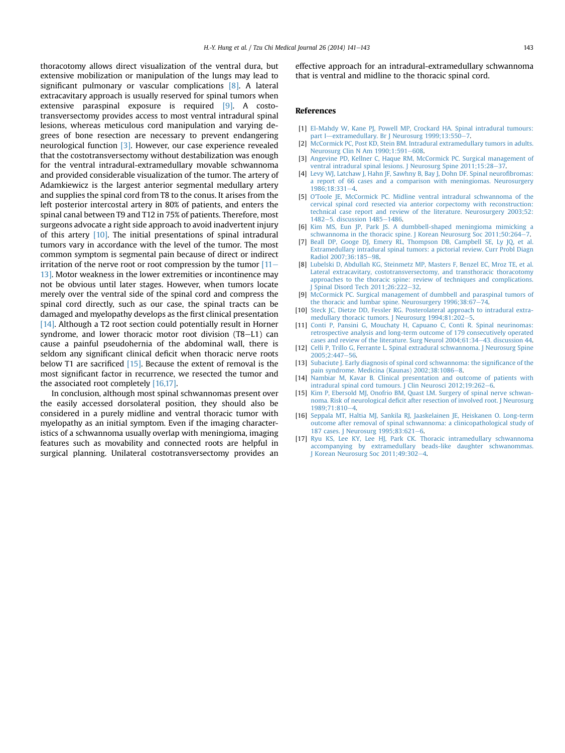thoracotomy allows direct visualization of the ventral dura, but extensive mobilization or manipulation of the lungs may lead to significant pulmonary or vascular complications [8]. A lateral extracavitary approach is usually reserved for spinal tumors when extensive paraspinal exposure is required [9]. A costotransversectomy provides access to most ventral intradural spinal lesions, whereas meticulous cord manipulation and varying degrees of bone resection are necessary to prevent endangering neurological function [3]. However, our case experience revealed that the costotransversectomy without destabilization was enough for the ventral intradural-extramedullary movable schwannoma and provided considerable visualization of the tumor. The artery of Adamkiewicz is the largest anterior segmental medullary artery and supplies the spinal cord from T8 to the conus. It arises from the left posterior intercostal artery in 80% of patients, and enters the spinal canal between T9 and T12 in 75% of patients. Therefore, most surgeons advocate a right side approach to avoid inadvertent injury of this artery [10]. The initial presentations of spinal intradural tumors vary in accordance with the level of the tumor. The most common symptom is segmental pain because of direct or indirect irritation of the nerve root or root compression by the tumor [11–13]. Motor weakness in the lower extremities or incontinence may not be obvious until later stages. However, when tumors locate merely over the ventral side of the spinal cord and compress the spinal cord directly, such as our case, the spinal tracts can be damaged and myelopathy develops as the first clinical presentation [14]. Although a T2 root section could potentially result in Horner syndrome, and lower thoracic motor root division (T8–L1) can cause a painful pseudohernia of the abdominal wall, there is seldom any significant clinical deficit when thoracic nerve roots below T1 are sacrificed [15]. Because the extent of removal is the most significant factor in recurrence, we resected the tumor and the associated root completely [16,17].

In conclusion, although most spinal schwannomas present over the easily accessed dorsolateral position, they should also be considered in a purely midline and ventral thoracic tumor with myelopathy as an initial symptom. Even if the imaging characteristics of a schwannoma usually overlap with meningioma, imaging features such as movability and connected roots are helpful in surgical planning. Unilateral costotransversectomy provides an effective approach for an intradural-extramedullary schwannoma that is ventral and midline to the thoracic spinal cord.

## References

[1] El-Mahdy W, Kane PJ, Powell MP, Crockard HA. Spinal intradural tumours: part I—extramedullary. Br J Neurosurg 1999;13:550–7.

[2] McCormick PC, Post KD, Stein BM. Intradural extramedullary tumors in adults. Neurosurg Clin N Am 1990;1:591–608.

[3] Angevine PD, Kellner C, Haque RM, McCormick PC. Surgical management of ventral intradural spinal lesions. J Neurosurg Spine 2011;15:28–37.

[4] Levy WJ, Latchaw J, Hahn JF, Sawhny B, Bay J, Dohn DF. Spinal neurofibromas: a report of 66 cases and a comparison with meningiomas. Neurosurgery 1986;18:331–4.

[5] O'Toole JE, McCormick PC. Midline ventral intradural schwannoma of the cervical spinal cord resected via anterior corpectomy with reconstruction: technical case report and review of the literature. Neurosurgery 2003;52:1482–5. discussion 1485–1486.

[6] Kim MS, Eun JP, Park JS. A dumbbell-shaped meningioma mimicking a schwannoma in the thoracic spine. J Korean Neurosurg Soc 2011;50:264–7.

[7] Beall DP, Googe DJ, Emery RL, Thompson DB, Campbell SE, Ly JQ, et al. Extramedullary intradural spinal tumors: a pictorial review. Curr Probl Diagn Radiol 2007;36:185–98.

[8] Lubelski D, Abdullah KG, Steinmetz MP, Masters F, Benzel EC, Mroz TE, et al. Lateral extracavitary, costotransversectomy, and transthoracic thoracotomy approaches to the thoracic spine: review of techniques and complications. J Spinal Disord Tech 2011;26:222–32.

[9] McCormick PC. Surgical management of dumbbell and paraspinal tumors of the thoracic and lumbar spine. Neurosurgery 1996;38:67–74.

[10] Steck JC, Dietze DD, Fessler RG. Posterolateral approach to intradural extramedullary thoracic tumors. J Neurosurg 1994;81:202–5.

[11] Conti P, Pansini G, Mouchaty H, Capuano C, Conti R. Spinal neurinomas: retrospective analysis and long-term outcome of 179 consecutively operated cases and review of the literature. Surg Neurol 2004;61:34–43. discussion 44.

[12] Celli P, Trillo G, Ferrante L. Spinal extradural schwannoma. J Neurosurg Spine 2005;2:447–56.

[13] Subaciute J. Early diagnosis of spinal cord schwannoma: the significance of the pain syndrome. Medicina (Kaunas) 2002;38:1086–8.

[14] Nambiar M, Kavar B. Clinical presentation and outcome of patients with intradural spinal cord tumours. J Clin Neurosci 2012;19:262–6.

[15] Kim P, Ebersold MJ, Onofrio BM, Quast LM. Surgery of spinal nerve schwannoma. Risk of neurological deficit after resection of involved root. J Neurosurg 1989;71:810–4.

[16] Seppala MT, Haltia MJ, Sankila RJ, Jaaskelainen JE, Heiskanen O. Long-term outcome after removal of spinal schwannoma: a clinicopathological study of 187 cases. J Neurosurg 1995;83:621–6.

[17] Ryu KS, Lee KY, Lee HJ, Park CK. Thoracic intramedullary schwannoma accompanying by extramedullary beads-like daughter schwanommas. J Korean Neurosurg Soc 2011;49:302–4.